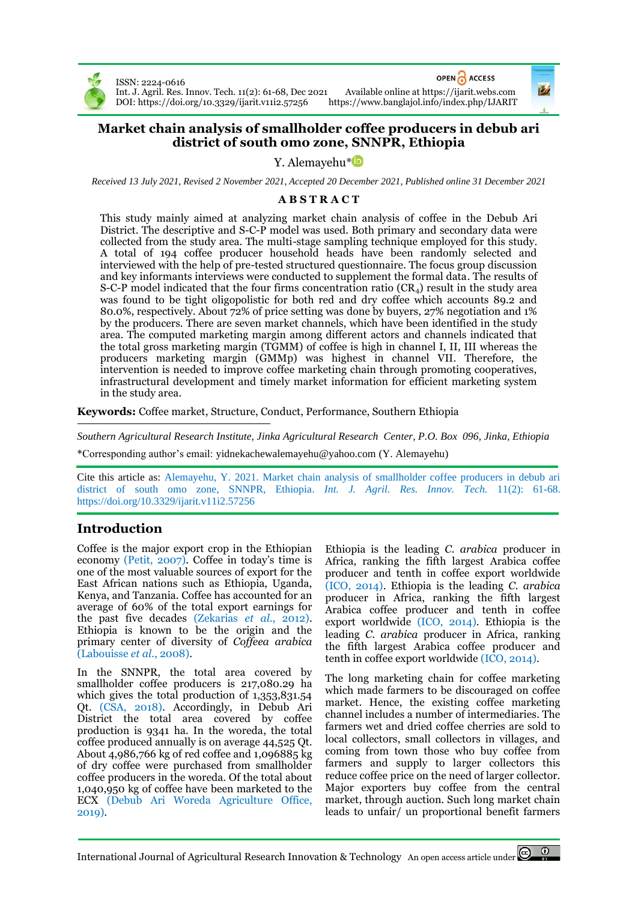# Market chain analysis of smallholder coffee producers in debub ari district of south omo zone, SNNPR, Ethiopia

Y. Alemayehu*

*Received 13 July 2021, Revised 2 November 2021, Accepted 20 December 2021, Published online 31 December 2021*

## ABSTRACT

This study mainly aimed at analyzing market chain analysis of coffee in the Debub Ari District. The descriptive and S-C-P model was used. Both primary and secondary data were collected from the study area. The multi-stage sampling technique employed for this study. A total of 194 coffee producer household heads have been randomly selected and interviewed with the help of pre-tested structured questionnaire. The focus group discussion and key informants interviews were conducted to supplement the formal data. The results of S-C-P model indicated that the four firms concentration ratio ($CR_4$) result in the study area was found to be tight oligopolistic for both red and dry coffee which accounts 89.2 and 80.0%, respectively. About 72% of price setting was done by buyers, 27% negotiation and 1% by the producers. There are seven market channels, which have been identified in the study area. The computed marketing margin among different actors and channels indicated that the total gross marketing margin (TGMM) of coffee is high in channel I, II, III whereas the producers marketing margin (GMMp) was highest in channel VII. Therefore, the intervention is needed to improve coffee marketing chain through promoting cooperatives, infrastructural development and timely market information for efficient marketing system in the study area.

**Keywords:** Coffee market, Structure, Conduct, Performance, Southern Ethiopia

*Southern Agricultural Research Institute, Jinka Agricultural Research Center, P.O. Box 096, Jinka, Ethiopia*

*Corresponding author's email: yidnekachewalemayehu@yahoo.com (Y. Alemayehu)

Cite this article as: Alemayehu, Y. 2021. Market chain analysis of smallholder coffee producers in debub ari district of south omo zone, SNNPR, Ethiopia. *Int. J. Agril. Res. Innov. Tech.* 11(2): 61-68. https://doi.org/10.3329/ijarit.v11i2.57256

## Introduction

Coffee is the major export crop in the Ethiopian economy (Petit, 2007). Coffee in today's time is one of the most valuable sources of export for the East African nations such as Ethiopia, Uganda, Kenya, and Tanzania. Coffee has accounted for an average of 60% of the total export earnings for the past five decades (Zekarias *et al.*, 2012). Ethiopia is known to be the origin and the primary center of diversity of *Coffeea arabica* (Labouisse *et al.*, 2008).

In the SNNPR, the total area covered by smallholder coffee producers is 217,080.29 ha which gives the total production of 1,353,831.54 Qt. (CSA, 2018). Accordingly, in Debub Ari District the total area covered by coffee production is 9341 ha. In the woreda, the total coffee produced annually is on average 44,525 Qt. About 4,986,766 kg of red coffee and 1,096885 kg of dry coffee were purchased from smallholder coffee producers in the woreda. Of the total about 1,040,950 kg of coffee have been marketed to the ECX (Debub Ari Woreda Agriculture Office, 2019).

Ethiopia is the leading *C. arabica* producer in Africa, ranking the fifth largest Arabica coffee producer and tenth in coffee export worldwide (ICO, 2014). Ethiopia is the leading *C. arabica* producer in Africa, ranking the fifth largest Arabica coffee producer and tenth in coffee export worldwide (ICO, 2014). Ethiopia is the leading *C. arabica* producer in Africa, ranking the fifth largest Arabica coffee producer and tenth in coffee export worldwide (ICO, 2014).

The long marketing chain for coffee marketing which made farmers to be discouraged on coffee market. Hence, the existing coffee marketing channel includes a number of intermediaries. The farmers wet and dried coffee cherries are sold to local collectors, small collectors in villages, and coming from town those who buy coffee from farmers and supply to larger collectors this reduce coffee price on the need of larger collector. Major exporters buy coffee from the central market, through auction. Such long market chain leads to unfair/ un proportional benefit farmers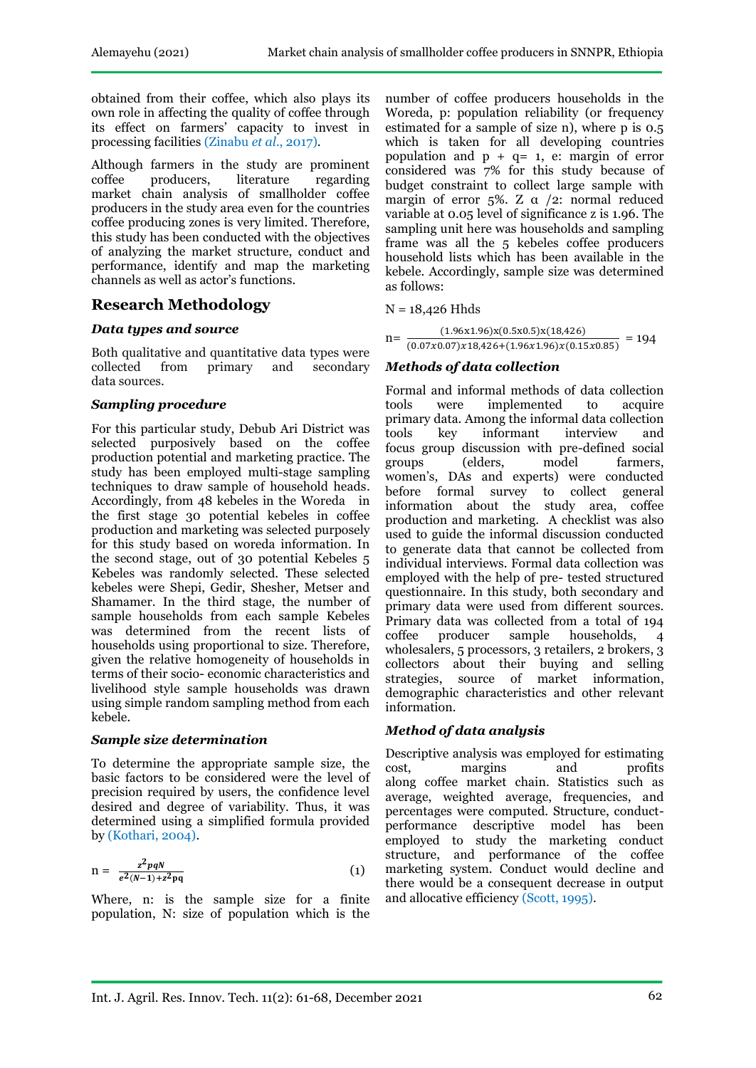obtained from their coffee, which also plays its own role in affecting the quality of coffee through its effect on farmers' capacity to invest in processing facilities (Zinabu *et al*., 2017).

Although farmers in the study are prominent coffee producers, literature regarding market chain analysis of smallholder coffee producers in the study area even for the countries coffee producing zones is very limited. Therefore, this study has been conducted with the objectives of analyzing the market structure, conduct and performance, identify and map the marketing channels as well as actor's functions.

## Research Methodology

### *Data types and source*

Both qualitative and quantitative data types were collected from primary and secondary data sources.

### *Sampling procedure*

For this particular study, Debub Ari District was selected purposively based on the coffee production potential and marketing practice. The study has been employed multi-stage sampling techniques to draw sample of household heads. Accordingly, from 48 kebeles in the Woreda in the first stage 30 potential kebeles in coffee production and marketing was selected purposely for this study based on woreda information. In the second stage, out of 30 potential Kebeles 5 Kebeles was randomly selected. These selected kebeles were Shepi, Gedir, Shesher, Metser and Shamamer. In the third stage, the number of sample households from each sample Kebeles was determined from the recent lists of households using proportional to size. Therefore, given the relative homogeneity of households in terms of their socio- economic characteristics and livelihood style sample households was drawn using simple random sampling method from each kebele.

### *Sample size determination*

To determine the appropriate sample size, the basic factors to be considered were the level of precision required by users, the confidence level desired and degree of variability. Thus, it was determined using a simplified formula provided by (Kothari, 2004).

$$n = \frac{z^2 pqN}{e^2(N-1)+z^2 pq} \tag{1}$$

Where, n: is the sample size for a finite population, N: size of population which is the number of coffee producers households in the Woreda, p: population reliability (or frequency estimated for a sample of size n), where p is 0.5 which is taken for all developing countries population and p + q= 1, e: margin of error considered was 7% for this study because of budget constraint to collect large sample with margin of error 5%. Z α /2: normal reduced variable at 0.05 level of significance z is 1.96. The sampling unit here was households and sampling frame was all the 5 kebeles coffee producers household lists which has been available in the kebele. Accordingly, sample size was determined as follows:

N = 18,426 Hhds

$$n = \frac{(1.96x1.96)x(0.5x0.5)x(18,426)}{(0.07x0.07)x18,426+(1.96x1.96)x(0.15x0.85)} = 194$$

### *Methods of data collection*

Formal and informal methods of data collection tools were implemented to acquire primary data. Among the informal data collection tools key informant interview and focus group discussion with pre-defined social groups (elders, model farmers, women's, DAs and experts) were conducted before formal survey to collect general information about the study area, coffee production and marketing. A checklist was also used to guide the informal discussion conducted to generate data that cannot be collected from individual interviews. Formal data collection was employed with the help of pre- tested structured questionnaire. In this study, both secondary and primary data were used from different sources. Primary data was collected from a total of 194 coffee producer sample households, 4 wholesalers, 5 processors, 3 retailers, 2 brokers, 3 collectors about their buying and selling strategies, source of market information, demographic characteristics and other relevant information.

### *Method of data analysis*

Descriptive analysis was employed for estimating cost, margins and profits along coffee market chain. Statistics such as average, weighted average, frequencies, and percentages were computed. Structure, conduct-performance descriptive model has been employed to study the marketing conduct structure, and performance of the coffee marketing system. Conduct would decline and there would be a consequent decrease in output and allocative efficiency (Scott, 1995).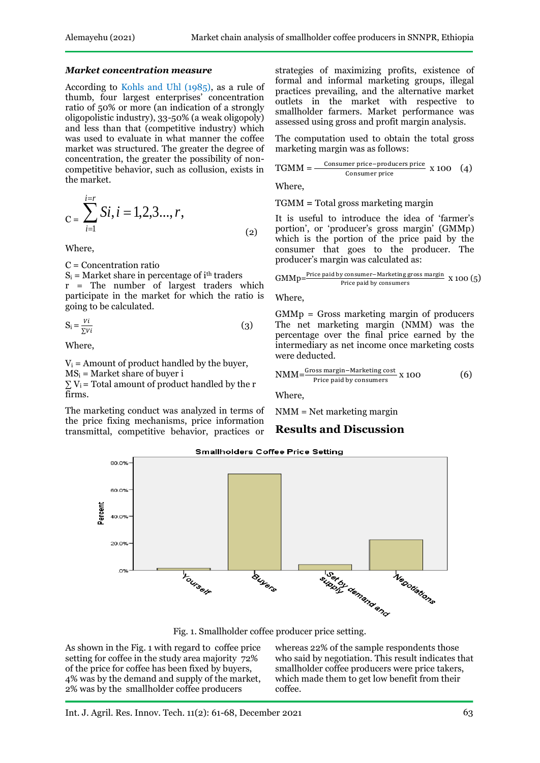***Market concentration measure***

According to Kohls and Uhl (1985), as a rule of thumb, four largest enterprises' concentration ratio of 50% or more (an indication of a strongly oligopolistic industry), 33-50% (a weak oligopoly) and less than that (competitive industry) which was used to evaluate in what manner the coffee market was structured. The greater the degree of concentration, the greater the possibility of non-competitive behavior, such as collusion, exists in the market.

$$C = \sum_{i=1}^{i=r} Si, i = 1,2,3...,r, \tag{2}$$

Where,

C = Concentration ratio
$S_i$ = Market share in percentage of $i^{th}$ traders
r = The number of largest traders which participate in the market for which the ratio is going to be calculated.

$$S_i = \frac{Vi}{\sum Vi} \tag{3}$$

Where,

$V_i$ = Amount of product handled by the buyer,
$MS_i$ = Market share of buyer i
$\sum V_i$ = Total amount of product handled by the r firms.

The marketing conduct was analyzed in terms of the price fixing mechanisms, price information transmittal, competitive behavior, practices or strategies of maximizing profits, existence of formal and informal marketing groups, illegal practices prevailing, and the alternative market outlets in the market with respective to smallholder farmers. Market performance was assessed using gross and profit margin analysis.

The computation used to obtain the total gross marketing margin was as follows:

$$TGMM = \frac{\text{Consumer price} - \text{producers price}}{\text{Consumer price}} \times 100 \tag{4}$$

Where,

TGMM = Total gross marketing margin

It is useful to introduce the idea of 'farmer's portion', or 'producer's gross margin' (GMMp) which is the portion of the price paid by the consumer that goes to the producer. The producer's margin was calculated as:

$$GMMp = \frac{\text{Price paid by consumer} - \text{Marketing gross margin}}{\text{Price paid by consumers}} \times 100 \tag{5}$$

Where,

GMMp = Gross marketing margin of producers

The net marketing margin (NMM) was the percentage over the final price earned by the intermediary as net income once marketing costs were deducted.

$$NMM = \frac{\text{Gross margin} - \text{Marketing cost}}{\text{Price paid by consumers}} \times 100 \tag{6}$$

Where,

NMM = Net marketing margin

## Results and Discussion

Fig. 1. Smallholder coffee producer price setting.

As shown in the Fig. 1 with regard to coffee price setting for coffee in the study area majority 72% of the price for coffee has been fixed by buyers, 4% was by the demand and supply of the market, 2% was by the smallholder coffee producers whereas 22% of the sample respondents those who said by negotiation. This result indicates that smallholder coffee producers were price takers, which made them to get low benefit from their coffee.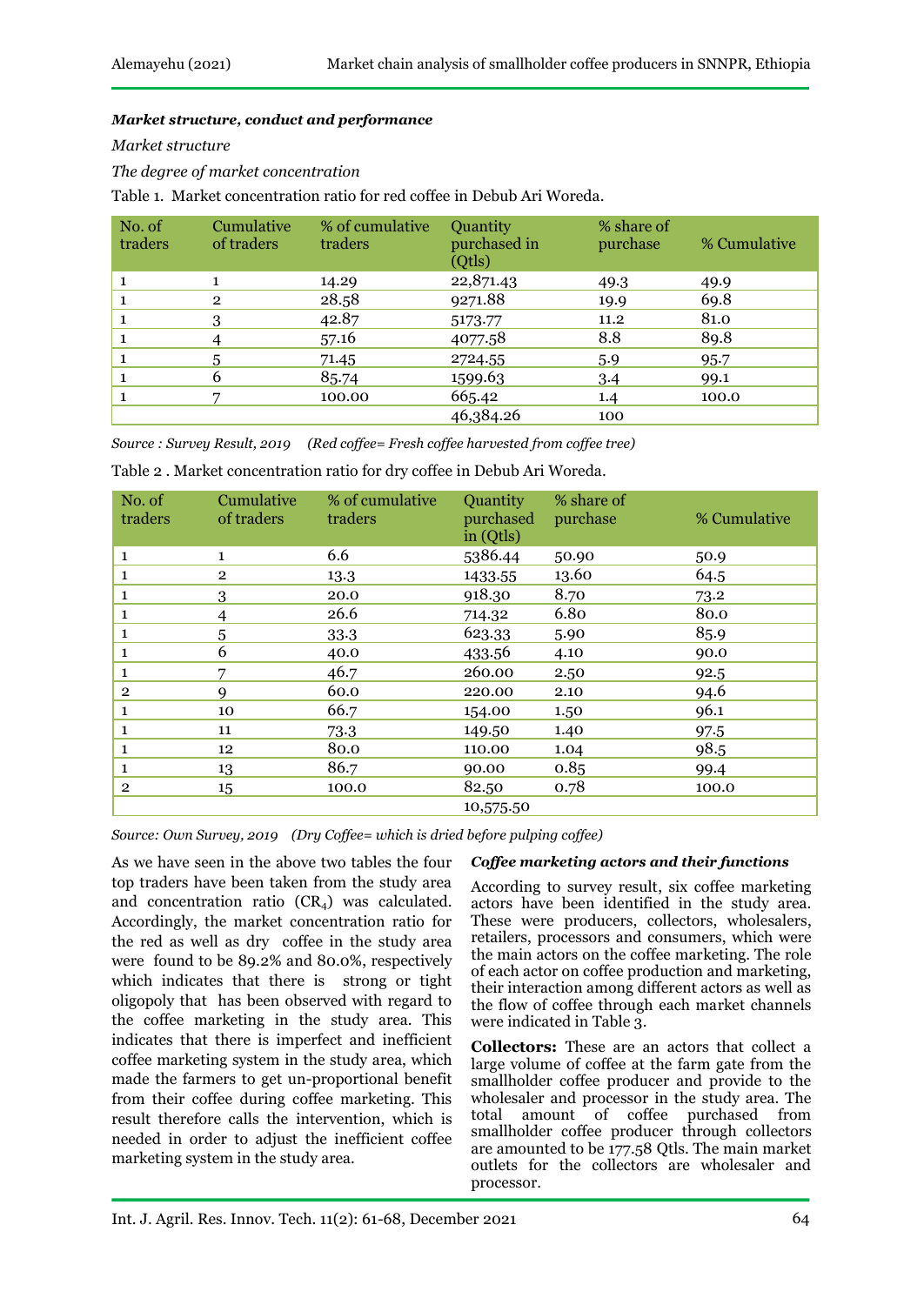***Market structure, conduct and performance***

*Market structure*

*The degree of market concentration*

Table 1. Market concentration ratio for red coffee in Debub Ari Woreda.

| No. of traders | Cumulative of traders | % of cumulative traders | Quantity purchased in (Qtls) | % share of purchase | % Cumulative |
|---|---|---|---|---|---|
| 1 | 1 | 14.29 | 22,871.43 | 49.3 | 49.9 |
| 1 | 2 | 28.58 | 9271.88 | 19.9 | 69.8 |
| 1 | 3 | 42.87 | 5173.77 | 11.2 | 81.0 |
| 1 | 4 | 57.16 | 4077.58 | 8.8 | 89.8 |
| 1 | 5 | 71.45 | 2724.55 | 5.9 | 95.7 |
| 1 | 6 | 85.74 | 1599.63 | 3.4 | 99.1 |
| 1 | 7 | 100.00 | 665.42 | 1.4 | 100.0 |
| | | | 46,384.26 | 100 | |

*Source : Survey Result, 2019 (Red coffee= Fresh coffee harvested from coffee tree)*

Table 2 . Market concentration ratio for dry coffee in Debub Ari Woreda.

| No. of traders | Cumulative of traders | % of cumulative traders | Quantity purchased in (Qtls) | % share of purchase | % Cumulative |
|---|---|---|---|---|---|
| 1 | 1 | 6.6 | 5386.44 | 50.90 | 50.9 |
| 1 | 2 | 13.3 | 1433.55 | 13.60 | 64.5 |
| 1 | 3 | 20.0 | 918.30 | 8.70 | 73.2 |
| 1 | 4 | 26.6 | 714.32 | 6.80 | 80.0 |
| 1 | 5 | 33.3 | 623.33 | 5.90 | 85.9 |
| 1 | 6 | 40.0 | 433.56 | 4.10 | 90.0 |
| 1 | 7 | 46.7 | 260.00 | 2.50 | 92.5 |
| 2 | 9 | 60.0 | 220.00 | 2.10 | 94.6 |
| 1 | 10 | 66.7 | 154.00 | 1.50 | 96.1 |
| 1 | 11 | 73.3 | 149.50 | 1.40 | 97.5 |
| 1 | 12 | 80.0 | 110.00 | 1.04 | 98.5 |
| 1 | 13 | 86.7 | 90.00 | 0.85 | 99.4 |
| 2 | 15 | 100.0 | 82.50 | 0.78 | 100.0 |
| | | | 10,575.50 | | |

*Source: Own Survey, 2019 (Dry Coffee= which is dried before pulping coffee)*

As we have seen in the above two tables the four top traders have been taken from the study area and concentration ratio ($CR_4$) was calculated. Accordingly, the market concentration ratio for the red as well as dry coffee in the study area were found to be 89.2% and 80.0%, respectively which indicates that there is strong or tight oligopoly that has been observed with regard to the coffee marketing in the study area. This indicates that there is imperfect and inefficient coffee marketing system in the study area, which made the farmers to get un-proportional benefit from their coffee during coffee marketing. This result therefore calls the intervention, which is needed in order to adjust the inefficient coffee marketing system in the study area.

***Coffee marketing actors and their functions***

According to survey result, six coffee marketing actors have been identified in the study area. These were producers, collectors, wholesalers, retailers, processors and consumers, which were the main actors on the coffee marketing. The role of each actor on coffee production and marketing, their interaction among different actors as well as the flow of coffee through each market channels were indicated in Table 3.

**Collectors:** These are an actors that collect a large volume of coffee at the farm gate from the smallholder coffee producer and provide to the wholesaler and processor in the study area. The total amount of coffee purchased from smallholder coffee producer through collectors are amounted to be 177.58 Qtls. The main market outlets for the collectors are wholesaler and processor.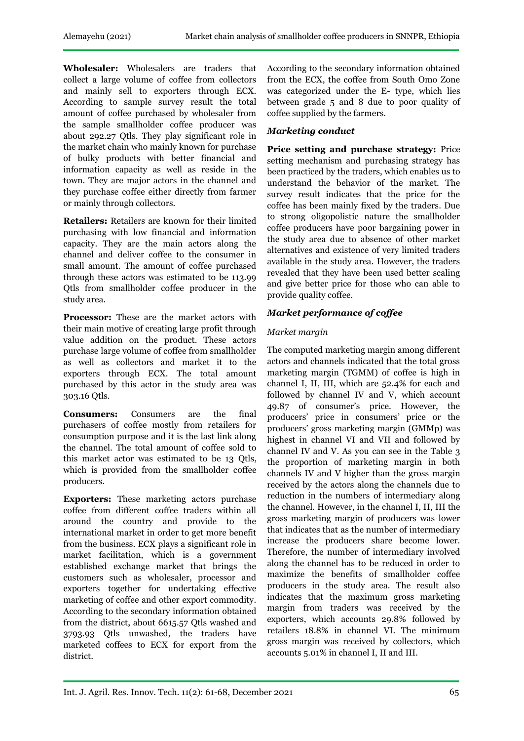**Wholesaler:** Wholesalers are traders that collect a large volume of coffee from collectors and mainly sell to exporters through ECX. According to sample survey result the total amount of coffee purchased by wholesaler from the sample smallholder coffee producer was about 292.27 Qtls. They play significant role in the market chain who mainly known for purchase of bulky products with better financial and information capacity as well as reside in the town. They are major actors in the channel and they purchase coffee either directly from farmer or mainly through collectors.

**Retailers:** Retailers are known for their limited purchasing with low financial and information capacity. They are the main actors along the channel and deliver coffee to the consumer in small amount. The amount of coffee purchased through these actors was estimated to be 113.99 Qtls from smallholder coffee producer in the study area.

**Processor:** These are the market actors with their main motive of creating large profit through value addition on the product. These actors purchase large volume of coffee from smallholder as well as collectors and market it to the exporters through ECX. The total amount purchased by this actor in the study area was 303.16 Qtls.

**Consumers:** Consumers are the final purchasers of coffee mostly from retailers for consumption purpose and it is the last link along the channel. The total amount of coffee sold to this market actor was estimated to be 13 Qtls, which is provided from the smallholder coffee producers.

**Exporters:** These marketing actors purchase coffee from different coffee traders within all around the country and provide to the international market in order to get more benefit from the business. ECX plays a significant role in market facilitation, which is a government established exchange market that brings the customers such as wholesaler, processor and exporters together for undertaking effective marketing of coffee and other export commodity. According to the secondary information obtained from the district, about 6615.57 Qtls washed and 3793.93 Qtls unwashed, the traders have marketed coffees to ECX for export from the district. According to the secondary information obtained from the ECX, the coffee from South Omo Zone was categorized under the E- type, which lies between grade 5 and 8 due to poor quality of coffee supplied by the farmers.

### *Marketing conduct*

**Price setting and purchase strategy:** Price setting mechanism and purchasing strategy has been practiced by the traders, which enables us to understand the behavior of the market. The survey result indicates that the price for the coffee has been mainly fixed by the traders. Due to strong oligopolistic nature the smallholder coffee producers have poor bargaining power in the study area due to absence of other market alternatives and existence of very limited traders available in the study area. However, the traders revealed that they have been used better scaling and give better price for those who can able to provide quality coffee.

### *Market performance of coffee*

*Market margin*

The computed marketing margin among different actors and channels indicated that the total gross marketing margin (TGMM) of coffee is high in channel I, II, III, which are 52.4% for each and followed by channel IV and V, which account 49.87 of consumer's price. However, the producers' price in consumers' price or the producers' gross marketing margin (GMMp) was highest in channel VI and VII and followed by channel IV and V. As you can see in the Table 3 the proportion of marketing margin in both channels IV and V higher than the gross margin received by the actors along the channels due to reduction in the numbers of intermediary along the channel. However, in the channel I, II, III the gross marketing margin of producers was lower that indicates that as the number of intermediary increase the producers share become lower. Therefore, the number of intermediary involved along the channel has to be reduced in order to maximize the benefits of smallholder coffee producers in the study area. The result also indicates that the maximum gross marketing margin from traders was received by the exporters, which accounts 29.8% followed by retailers 18.8% in channel VI. The minimum gross margin was received by collectors, which accounts 5.01% in channel I, II and III.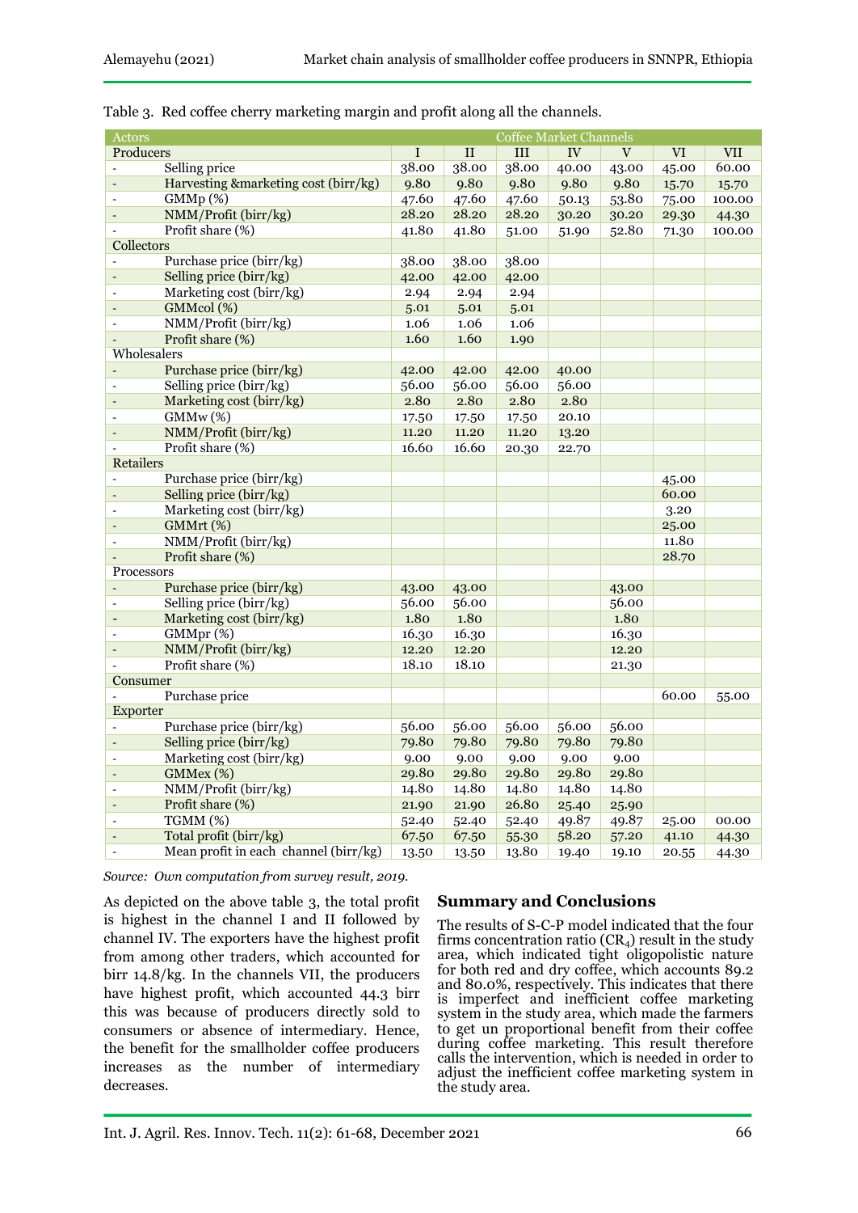Table 3. Red coffee cherry marketing margin and profit along all the channels.

| Actors | Coffee Market Channels | | | | | | |
|---|---|---|---|---|---|---|---|
| Producers | I | II | III | IV | V | VI | VII |
| - Selling price | 38.00 | 38.00 | 38.00 | 40.00 | 43.00 | 45.00 | 60.00 |
| - Harvesting &marketing cost (birr/kg) | 9.80 | 9.80 | 9.80 | 9.80 | 9.80 | 15.70 | 15.70 |
| - GMMp (%) | 47.60 | 47.60 | 47.60 | 50.13 | 53.80 | 75.00 | 100.00 |
| - NMM/Profit (birr/kg) | 28.20 | 28.20 | 28.20 | 30.20 | 30.20 | 29.30 | 44.30 |
| - Profit share (%) | 41.80 | 41.80 | 51.00 | 51.90 | 52.80 | 71.30 | 100.00 |
| Collectors | | | | | | | |
| - Purchase price (birr/kg) | 38.00 | 38.00 | 38.00 | | | | |
| - Selling price (birr/kg) | 42.00 | 42.00 | 42.00 | | | | |
| - Marketing cost (birr/kg) | 2.94 | 2.94 | 2.94 | | | | |
| - GMMcol (%) | 5.01 | 5.01 | 5.01 | | | | |
| - NMM/Profit (birr/kg) | 1.06 | 1.06 | 1.06 | | | | |
| - Profit share (%) | 1.60 | 1.60 | 1.90 | | | | |
| Wholesalers | | | | | | | |
| - Purchase price (birr/kg) | 42.00 | 42.00 | 42.00 | 40.00 | | | |
| - Selling price (birr/kg) | 56.00 | 56.00 | 56.00 | 56.00 | | | |
| - Marketing cost (birr/kg) | 2.80 | 2.80 | 2.80 | 2.80 | | | |
| - GMMw (%) | 17.50 | 17.50 | 17.50 | 20.10 | | | |
| - NMM/Profit (birr/kg) | 11.20 | 11.20 | 11.20 | 13.20 | | | |
| - Profit share (%) | 16.60 | 16.60 | 20.30 | 22.70 | | | |
| Retailers | | | | | | | |
| - Purchase price (birr/kg) | | | | | | 45.00 | |
| - Selling price (birr/kg) | | | | | | 60.00 | |
| - Marketing cost (birr/kg) | | | | | | 3.20 | |
| - GMMrt (%) | | | | | | 25.00 | |
| - NMM/Profit (birr/kg) | | | | | | 11.80 | |
| - Profit share (%) | | | | | | 28.70 | |
| Processors | | | | | | | |
| - Purchase price (birr/kg) | 43.00 | 43.00 | | | 43.00 | | |
| - Selling price (birr/kg) | 56.00 | 56.00 | | | 56.00 | | |
| - Marketing cost (birr/kg) | 1.80 | 1.80 | | | 1.80 | | |
| - GMMpr (%) | 16.30 | 16.30 | | | 16.30 | | |
| - NMM/Profit (birr/kg) | 12.20 | 12.20 | | | 12.20 | | |
| - Profit share (%) | 18.10 | 18.10 | | | 21.30 | | |
| Consumer | | | | | | | |
| - Purchase price | | | | | | 60.00 | 55.00 |
| Exporter | | | | | | | |
| - Purchase price (birr/kg) | 56.00 | 56.00 | 56.00 | 56.00 | 56.00 | | |
| - Selling price (birr/kg) | 79.80 | 79.80 | 79.80 | 79.80 | 79.80 | | |
| - Marketing cost (birr/kg) | 9.00 | 9.00 | 9.00 | 9.00 | 9.00 | | |
| - GMMex (%) | 29.80 | 29.80 | 29.80 | 29.80 | 29.80 | | |
| - NMM/Profit (birr/kg) | 14.80 | 14.80 | 14.80 | 14.80 | 14.80 | | |
| - Profit share (%) | 21.90 | 21.90 | 26.80 | 25.40 | 25.90 | | |
| - TGMM (%) | 52.40 | 52.40 | 52.40 | 49.87 | 49.87 | 25.00 | 00.00 |
| - Total profit (birr/kg) | 67.50 | 67.50 | 55.30 | 58.20 | 57.20 | 41.10 | 44.30 |
| - Mean profit in each channel (birr/kg) | 13.50 | 13.50 | 13.80 | 19.40 | 19.10 | 20.55 | 44.30 |

*Source: Own computation from survey result, 2019.*

As depicted on the above table 3, the total profit is highest in the channel I and II followed by channel IV. The exporters have the highest profit from among other traders, which accounted for birr 14.8/kg. In the channels VII, the producers have highest profit, which accounted 44.3 birr this was because of producers directly sold to consumers or absence of intermediary. Hence, the benefit for the smallholder coffee producers increases as the number of intermediary decreases.

## Summary and Conclusions

The results of S-C-P model indicated that the four firms concentration ratio ($CR_4$) result in the study area, which indicated tight oligopolistic nature for both red and dry coffee, which accounts 89.2 and 80.0%, respectively. This indicates that there is imperfect and inefficient coffee marketing system in the study area, which made the farmers to get un proportional benefit from their coffee during coffee marketing. This result therefore calls the intervention, which is needed in order to adjust the inefficient coffee marketing system in the study area.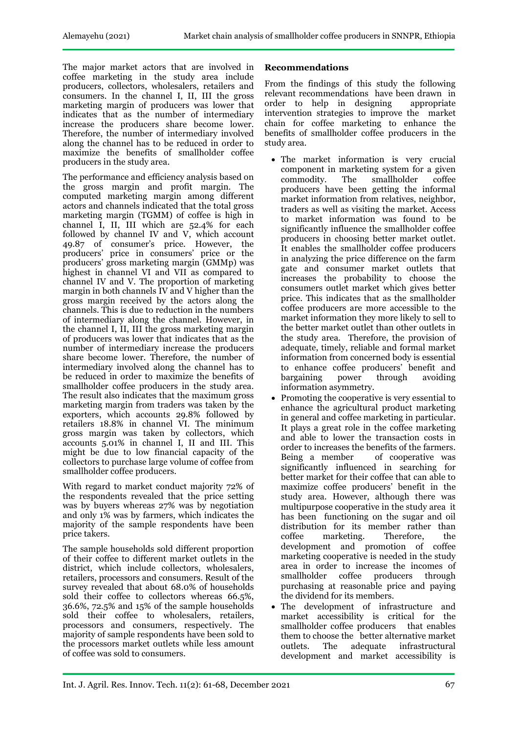The major market actors that are involved in coffee marketing in the study area include producers, collectors, wholesalers, retailers and consumers. In the channel I, II, III the gross marketing margin of producers was lower that indicates that as the number of intermediary increase the producers share become lower. Therefore, the number of intermediary involved along the channel has to be reduced in order to maximize the benefits of smallholder coffee producers in the study area.

The performance and efficiency analysis based on the gross margin and profit margin. The computed marketing margin among different actors and channels indicated that the total gross marketing margin (TGMM) of coffee is high in channel I, II, III which are 52.4% for each followed by channel IV and V, which account 49.87 of consumer's price. However, the producers' price in consumers' price or the producers' gross marketing margin (GMMp) was highest in channel VI and VII as compared to channel IV and V. The proportion of marketing margin in both channels IV and V higher than the gross margin received by the actors along the channels. This is due to reduction in the numbers of intermediary along the channel. However, in the channel I, II, III the gross marketing margin of producers was lower that indicates that as the number of intermediary increase the producers share become lower. Therefore, the number of intermediary involved along the channel has to be reduced in order to maximize the benefits of smallholder coffee producers in the study area. The result also indicates that the maximum gross marketing margin from traders was taken by the exporters, which accounts 29.8% followed by retailers 18.8% in channel VI. The minimum gross margin was taken by collectors, which accounts 5.01% in channel I, II and III. This might be due to low financial capacity of the collectors to purchase large volume of coffee from smallholder coffee producers.

With regard to market conduct majority 72% of the respondents revealed that the price setting was by buyers whereas 27% was by negotiation and only 1% was by farmers, which indicates the majority of the sample respondents have been price takers.

The sample households sold different proportion of their coffee to different market outlets in the district, which include collectors, wholesalers, retailers, processors and consumers. Result of the survey revealed that about 68.0% of households sold their coffee to collectors whereas 66.5%, 36.6%, 72.5% and 15% of the sample households sold their coffee to wholesalers, retailers, processors and consumers, respectively. The majority of sample respondents have been sold to the processors market outlets while less amount of coffee was sold to consumers.

## Recommendations

From the findings of this study the following relevant recommendations have been drawn in order to help in designing appropriate intervention strategies to improve the market chain for coffee marketing to enhance the benefits of smallholder coffee producers in the study area.

- The market information is very crucial component in marketing system for a given commodity. The smallholder coffee producers have been getting the informal market information from relatives, neighbor, traders as well as visiting the market. Access to market information was found to be significantly influence the smallholder coffee producers in choosing better market outlet. It enables the smallholder coffee producers in analyzing the price difference on the farm gate and consumer market outlets that increases the probability to choose the consumers outlet market which gives better price. This indicates that as the smallholder coffee producers are more accessible to the market information they more likely to sell to the better market outlet than other outlets in the study area. Therefore, the provision of adequate, timely, reliable and formal market information from concerned body is essential to enhance coffee producers' benefit and bargaining power through avoiding information asymmetry.
- Promoting the cooperative is very essential to enhance the agricultural product marketing in general and coffee marketing in particular. It plays a great role in the coffee marketing and able to lower the transaction costs in order to increases the benefits of the farmers. Being a member of cooperative was significantly influenced in searching for better market for their coffee that can able to maximize coffee producers' benefit in the study area. However, although there was multipurpose cooperative in the study area it has been functioning on the sugar and oil distribution for its member rather than coffee marketing. Therefore, the development and promotion of coffee marketing cooperative is needed in the study area in order to increase the incomes of smallholder coffee producers through purchasing at reasonable price and paying the dividend for its members.
- The development of infrastructure and market accessibility is critical for the smallholder coffee producers that enables them to choose the better alternative market outlets. The adequate infrastructural development and market accessibility is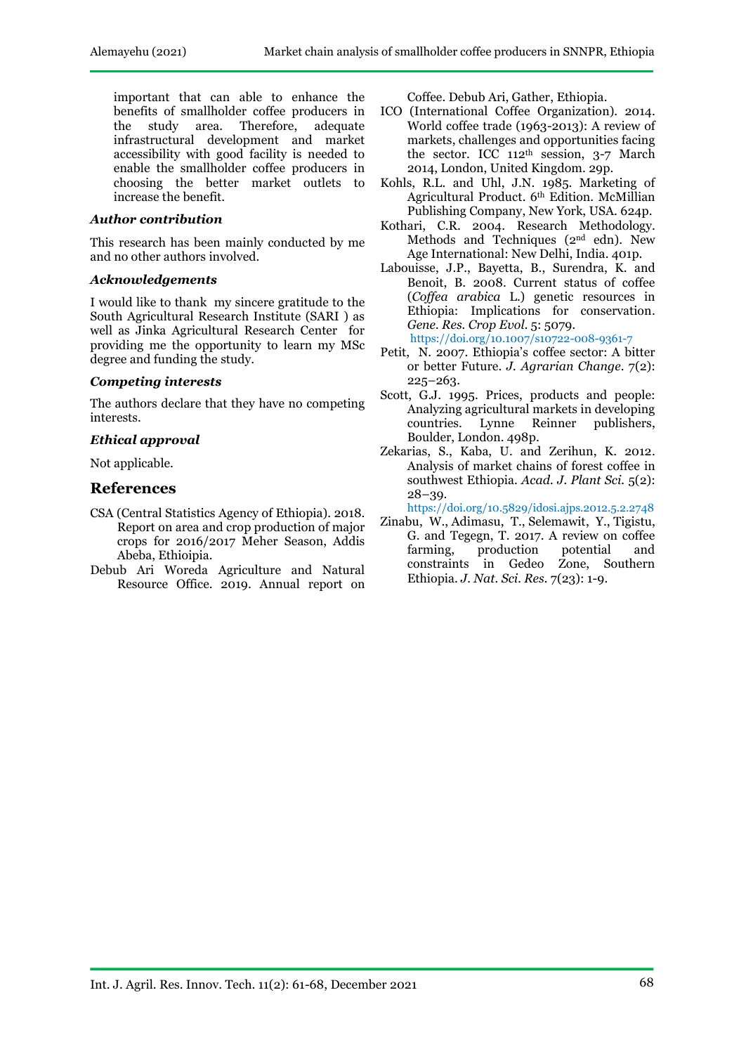important that can able to enhance the benefits of smallholder coffee producers in the study area. Therefore, adequate infrastructural development and market accessibility with good facility is needed to enable the smallholder coffee producers in choosing the better market outlets to increase the benefit.

### *Author contribution*

This research has been mainly conducted by me and no other authors involved.

### *Acknowledgements*

I would like to thank my sincere gratitude to the South Agricultural Research Institute (SARI ) as well as Jinka Agricultural Research Center for providing me the opportunity to learn my MSc degree and funding the study.

### *Competing interests*

The authors declare that they have no competing interests.

### *Ethical approval*

Not applicable.

## References

CSA (Central Statistics Agency of Ethiopia). 2018. Report on area and crop production of major crops for 2016/2017 Meher Season, Addis Abeba, Ethioipia.

Debub Ari Woreda Agriculture and Natural Resource Office. 2019. Annual report on Coffee. Debub Ari, Gather, Ethiopia.

ICO (International Coffee Organization). 2014. World coffee trade (1963-2013): A review of markets, challenges and opportunities facing the sector. ICC 112th session, 3-7 March 2014, London, United Kingdom. 29p.

Kohls, R.L. and Uhl, J.N. 1985. Marketing of Agricultural Product. 6th Edition. McMillian Publishing Company, New York, USA. 624p.

Kothari, C.R. 2004. Research Methodology. Methods and Techniques (2nd edn). New Age International: New Delhi, India. 401p.

Labouisse, J.P., Bayetta, B., Surendra, K. and Benoit, B. 2008. Current status of coffee (*Coffea arabica* L.) genetic resources in Ethiopia: Implications for conservation. *Gene. Res. Crop Evol.* 5: 5079. https://doi.org/10.1007/s10722-008-9361-7

Petit, N. 2007. Ethiopia's coffee sector: A bitter or better Future. *J. Agrarian Change.* 7(2): 225–263.

Scott, G.J. 1995. Prices, products and people: Analyzing agricultural markets in developing countries. Lynne Reinner publishers, Boulder, London. 498p.

Zekarias, S., Kaba, U. and Zerihun, K. 2012. Analysis of market chains of forest coffee in southwest Ethiopia. *Acad. J. Plant Sci.* 5(2): 28–39. https://doi.org/10.5829/idosi.ajps.2012.5.2.2748

Zinabu, W., Adimasu, T., Selemawit, Y., Tigistu, G. and Tegegn, T. 2017. A review on coffee farming, production potential and constraints in Gedeo Zone, Southern Ethiopia. *J. Nat. Sci. Res.* 7(23): 1-9.